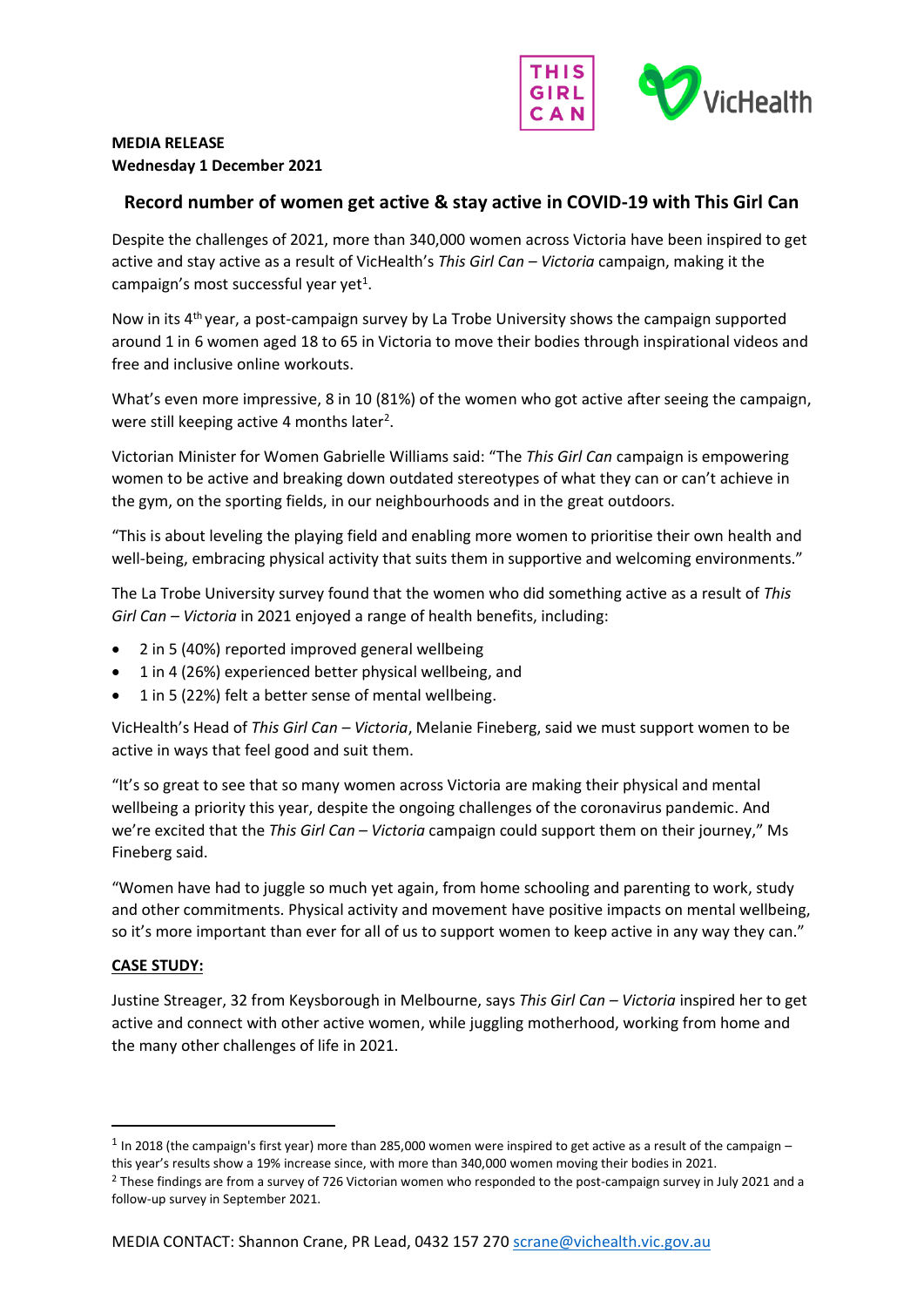**MEDIA RELEASE**
**Wednesday 1 December 2021**

## Record number of women get active & stay active in COVID-19 with This Girl Can

Despite the challenges of 2021, more than 340,000 women across Victoria have been inspired to get active and stay active as a result of VicHealth's *This Girl Can – Victoria* campaign, making it the campaign's most successful year yet[1].

Now in its 4th year, a post-campaign survey by La Trobe University shows the campaign supported around 1 in 6 women aged 18 to 65 in Victoria to move their bodies through inspirational videos and free and inclusive online workouts.

What's even more impressive, 8 in 10 (81%) of the women who got active after seeing the campaign, were still keeping active 4 months later[2].

Victorian Minister for Women Gabrielle Williams said: "The *This Girl Can* campaign is empowering women to be active and breaking down outdated stereotypes of what they can or can't achieve in the gym, on the sporting fields, in our neighbourhoods and in the great outdoors.

"This is about leveling the playing field and enabling more women to prioritise their own health and well-being, embracing physical activity that suits them in supportive and welcoming environments."

The La Trobe University survey found that the women who did something active as a result of *This Girl Can – Victoria* in 2021 enjoyed a range of health benefits, including:

- 2 in 5 (40%) reported improved general wellbeing
- 1 in 4 (26%) experienced better physical wellbeing, and
- 1 in 5 (22%) felt a better sense of mental wellbeing.

VicHealth's Head of *This Girl Can – Victoria*, Melanie Fineberg, said we must support women to be active in ways that feel good and suit them.

"It's so great to see that so many women across Victoria are making their physical and mental wellbeing a priority this year, despite the ongoing challenges of the coronavirus pandemic. And we're excited that the *This Girl Can – Victoria* campaign could support them on their journey," Ms Fineberg said.

"Women have had to juggle so much yet again, from home schooling and parenting to work, study and other commitments. Physical activity and movement have positive impacts on mental wellbeing, so it's more important than ever for all of us to support women to keep active in any way they can."

**CASE STUDY:**

Justine Streager, 32 from Keysborough in Melbourne, says *This Girl Can – Victoria* inspired her to get active and connect with other active women, while juggling motherhood, working from home and the many other challenges of life in 2021.

---

[1] In 2018 (the campaign's first year) more than 285,000 women were inspired to get active as a result of the campaign – this year's results show a 19% increase since, with more than 340,000 women moving their bodies in 2021.

[2] These findings are from a survey of 726 Victorian women who responded to the post-campaign survey in July 2021 and a follow-up survey in September 2021.

MEDIA CONTACT: Shannon Crane, PR Lead, 0432 157 270 scrane@vichealth.vic.gov.au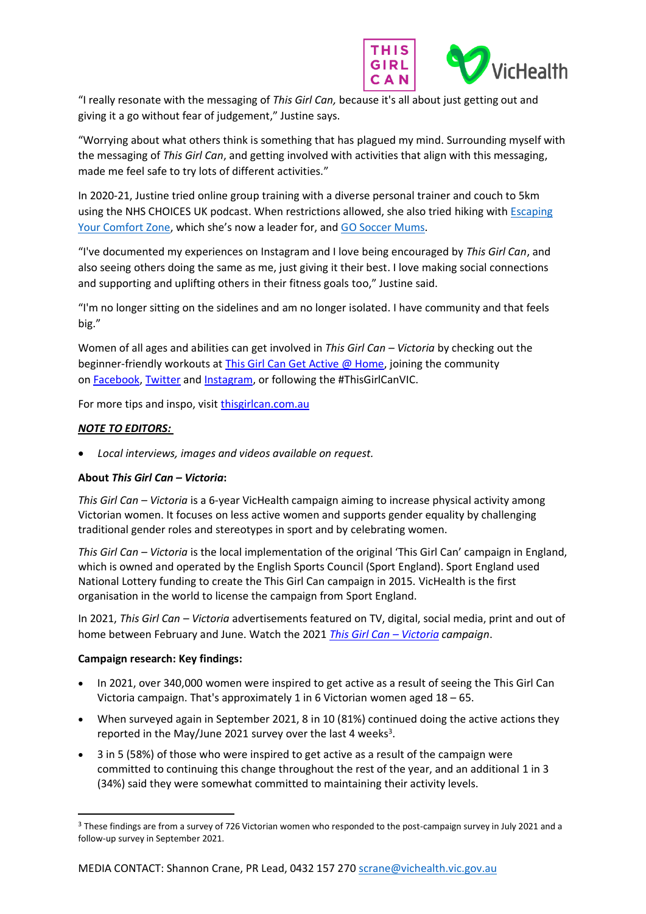"I really resonate with the messaging of *This Girl Can,* because it's all about just getting out and giving it a go without fear of judgement," Justine says.

"Worrying about what others think is something that has plagued my mind. Surrounding myself with the messaging of *This Girl Can*, and getting involved with activities that align with this messaging, made me feel safe to try lots of different activities."

In 2020-21, Justine tried online group training with a diverse personal trainer and couch to 5km using the NHS CHOICES UK podcast. When restrictions allowed, she also tried hiking with Escaping Your Comfort Zone, which she's now a leader for, and GO Soccer Mums.

"I've documented my experiences on Instagram and I love being encouraged by *This Girl Can*, and also seeing others doing the same as me, just giving it their best. I love making social connections and supporting and uplifting others in their fitness goals too," Justine said.

"I'm no longer sitting on the sidelines and am no longer isolated. I have community and that feels big."

Women of all ages and abilities can get involved in *This Girl Can – Victoria* by checking out the beginner-friendly workouts at This Girl Can Get Active @ Home, joining the community on Facebook, Twitter and Instagram, or following the #ThisGirlCanVIC.

For more tips and inspo, visit thisgirlcan.com.au

***NOTE TO EDITORS:***

- *Local interviews, images and videos available on request.*

**About *This Girl Can – Victoria*:**

*This Girl Can – Victoria* is a 6-year VicHealth campaign aiming to increase physical activity among Victorian women. It focuses on less active women and supports gender equality by challenging traditional gender roles and stereotypes in sport and by celebrating women.

*This Girl Can – Victoria* is the local implementation of the original 'This Girl Can' campaign in England, which is owned and operated by the English Sports Council (Sport England). Sport England used National Lottery funding to create the This Girl Can campaign in 2015. VicHealth is the first organisation in the world to license the campaign from Sport England.

In 2021, *This Girl Can – Victoria* advertisements featured on TV, digital, social media, print and out of home between February and June. Watch the 2021 *This Girl Can – Victoria campaign*.

**Campaign research: Key findings:**

- In 2021, over 340,000 women were inspired to get active as a result of seeing the This Girl Can Victoria campaign. That's approximately 1 in 6 Victorian women aged 18 – 65.
- When surveyed again in September 2021, 8 in 10 (81%) continued doing the active actions they reported in the May/June 2021 survey over the last 4 weeks[3].
- 3 in 5 (58%) of those who were inspired to get active as a result of the campaign were committed to continuing this change throughout the rest of the year, and an additional 1 in 3 (34%) said they were somewhat committed to maintaining their activity levels.

[3] These findings are from a survey of 726 Victorian women who responded to the post-campaign survey in July 2021 and a follow-up survey in September 2021.

MEDIA CONTACT: Shannon Crane, PR Lead, 0432 157 270 scrane@vichealth.vic.gov.au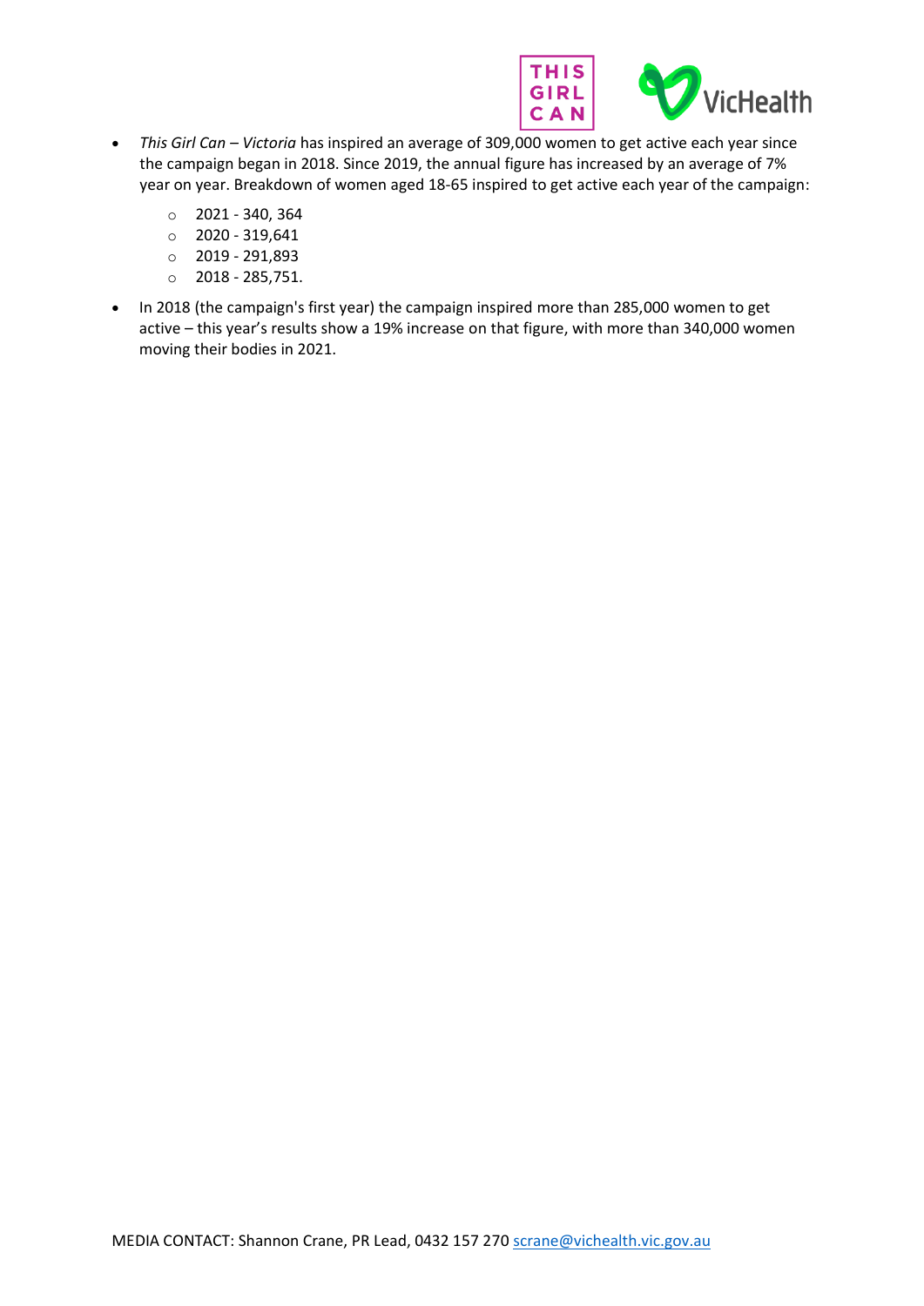- *This Girl Can – Victoria* has inspired an average of 309,000 women to get active each year since the campaign began in 2018. Since 2019, the annual figure has increased by an average of 7% year on year. Breakdown of women aged 18-65 inspired to get active each year of the campaign:
    - 2021 - 340, 364
    - 2020 - 319,641
    - 2019 - 291,893
    - 2018 - 285,751.
- In 2018 (the campaign's first year) the campaign inspired more than 285,000 women to get active – this year's results show a 19% increase on that figure, with more than 340,000 women moving their bodies in 2021.

MEDIA CONTACT: Shannon Crane, PR Lead, 0432 157 270 [scrane@vichealth.vic.gov.au](mailto:scrane@vichealth.vic.gov.au)